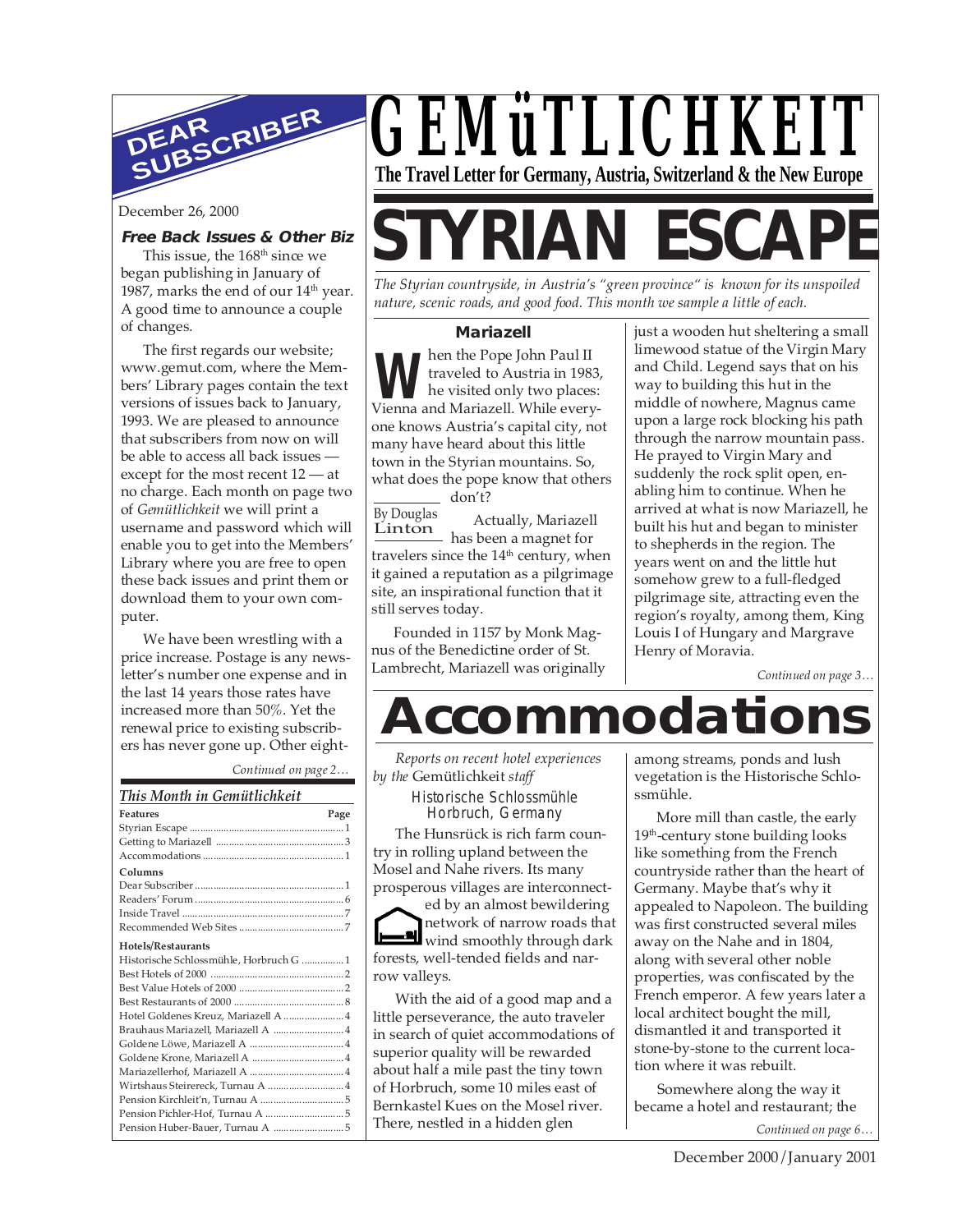# GEMüTLICHKEIT

**The Travel Letter for Germany, Austria, Switzerland & the New Europe**

# STYRIAN ESCAPE

*The Styrian countryside, in Austria's "green province" is known for its unspoiled nature, scenic roads, and good food. This month we sample a little of each.*

### Mariazell

By Douglas Linton

When the Pope John Paul II traveled to Austria in 1983, he visited only two places: Vienna and Mariazell. While everyone knows Austria's capital city, not many have heard about this little town in the Styrian mountains. So, what does the pope know that others don't?

Actually, Mariazell has been a magnet for travelers since the 14th century, when it gained a reputation as a pilgrimage site, an inspirational function that it still serves today.

Founded in 1157 by Monk Magnus of the Benedictine order of St. Lambrecht, Mariazell was originally just a wooden hut sheltering a small limewood statue of the Virgin Mary and Child. Legend says that on his way to building this hut in the middle of nowhere, Magnus came upon a large rock blocking his path through the narrow mountain pass. He prayed to Virgin Mary and suddenly the rock split open, enabling him to continue. When he arrived at what is now Mariazell, he built his hut and began to minister to shepherds in the region. The years went on and the little hut somehow grew to a full-fledged pilgrimage site, attracting even the region's royalty, among them, King Louis I of Hungary and Margrave Henry of Moravia.

*Continued on page 3…*

# Accommodations

*Reports on recent hotel experiences by the* Gemütlichkeit *staff*

### Historische Schlossmühle
### Horbruch, Germany

The Hunsrück is rich farm country in rolling upland between the Mosel and Nahe rivers. Its many prosperous villages are interconnected by an almost bewildering network of narrow roads that wind smoothly through dark forests, well-tended fields and narrow valleys.

With the aid of a good map and a little perseverance, the auto traveler in search of quiet accommodations of superior quality will be rewarded about half a mile past the tiny town of Horbruch, some 10 miles east of Bernkastel Kues on the Mosel river. There, nestled in a hidden glen among streams, ponds and lush vegetation is the Historische Schlossmühle.

More mill than castle, the early 19th-century stone building looks like something from the French countryside rather than the heart of Germany. Maybe that's why it appealed to Napoleon. The building was first constructed several miles away on the Nahe and in 1804, along with several other noble properties, was confiscated by the French emperor. A few years later a local architect bought the mill, dismantled it and transported it stone-by-stone to the current location where it was rebuilt.

Somewhere along the way it became a hotel and restaurant; the

*Continued on page 6…*

## DEAR SUBSCRIBER

December 26, 2000

**Free Back Issues & Other Biz**

This issue, the 168th since we began publishing in January of 1987, marks the end of our 14th year. A good time to announce a couple of changes.

The first regards our website; www.gemut.com, where the Members' Library pages contain the text versions of issues back to January, 1993. We are pleased to announce that subscribers from now on will be able to access all back issues — except for the most recent 12 — at no charge. Each month on page two of *Gemütlichkeit* we will print a username and password which will enable you to get into the Members' Library where you are free to open these back issues and print them or download them to your own computer.

We have been wrestling with a price increase. Postage is any newsletter's number one expense and in the last 14 years those rates have increased more than 50%. Yet the renewal price to existing subscribers has never gone up. Other eight-

*Continued on page 2…*

### This Month in Gemütlichkeit

| Features | Page |
|---|---|
| Styrian Escape | 1 |
| Getting to Mariazell | 3 |
| Accommodations | 1 |
| **Columns** | |
| Dear Subscriber | 1 |
| Readers' Forum | 6 |
| Inside Travel | 7 |
| Recommended Web Sites | 7 |
| **Hotels/Restaurants** | |
| Historische Schlossmühle, Horbruch G | 1 |
| Best Hotels of 2000 | 2 |
| Best Value Hotels of 2000 | 2 |
| Best Restaurants of 2000 | 8 |
| Hotel Goldenes Kreuz, Mariazell A | 4 |
| Brauhaus Mariazell, Mariazell A | 4 |
| Goldene Löwe, Mariazell A | 4 |
| Goldene Krone, Mariazell A | 4 |
| Mariazellerhof, Mariazell A | 4 |
| Wirtshaus Steirereck, Turnau A | 4 |
| Pension Kirchleit'n, Turnau A | 5 |
| Pension Pichler-Hof, Turnau A | 5 |
| Pension Huber-Bauer, Turnau A | 5 |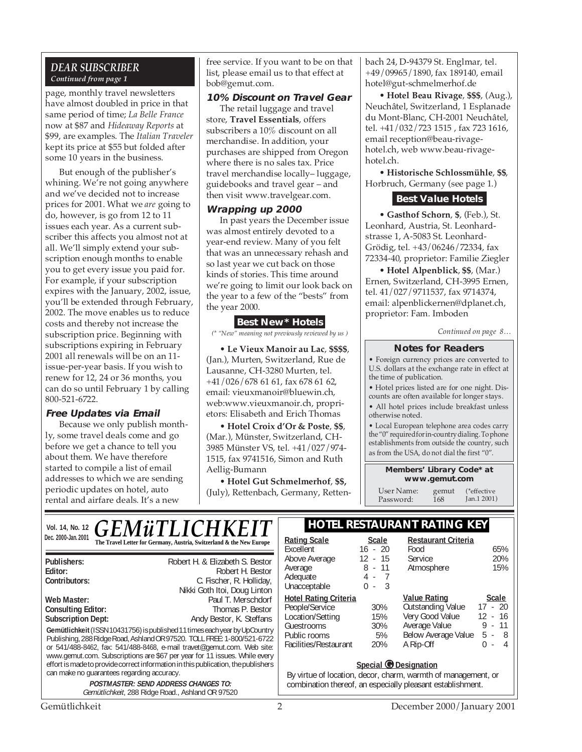## DEAR SUBSCRIBER

*Continued from page 1*

page, monthly travel newsletters have almost doubled in price in that same period of time; *La Belle France* now at $87 and *Hideaway Reports* at $99, are examples. The *Italian Traveler* kept its price at $55 but folded after some 10 years in the business.

But enough of the publisher's whining. We're not going anywhere and we've decided not to increase prices for 2001. What we *are* going to do, however, is go from 12 to 11 issues each year. As a current subscriber this affects you almost not at all. We'll simply extend your subscription enough months to enable you to get every issue you paid for. For example, if your subscription expires with the January, 2002, issue, you'll be extended through February, 2002. The move enables us to reduce costs and thereby not increase the subscription price. Beginning with subscriptions expiring in February 2001 all renewals will be on an 11-issue-per-year basis. If you wish to renew for 12, 24 or 36 months, you can do so until February 1 by calling 800-521-6722.

### Free Updates via Email

Because we only publish monthly, some travel deals come and go before we get a chance to tell you about them. We have therefore started to compile a list of email addresses to which we are sending periodic updates on hotel, auto rental and airfare deals. It's a new free service. If you want to be on that list, please email us to that effect at bob@gemut.com.

### 10% Discount on Travel Gear

The retail luggage and travel store, **Travel Essentials**, offers subscribers a 10% discount on all merchandise. In addition, your purchases are shipped from Oregon where there is no sales tax. Price travel merchandise locally– luggage, guidebooks and travel gear – and then visit www.travelgear.com.

### Wrapping up 2000

In past years the December issue was almost entirely devoted to a year-end review. Many of you felt that was an unnecessary rehash and so last year we cut back on those kinds of stories. This time around we're going to limit our look back on the year to a few of the "bests" from the year 2000.

### Best New* Hotels

*(* "New" meaning not previously reviewed by us )*

• **Le Vieux Manoir au Lac**, **$$$$**, (Jan.), Murten, Switzerland, Rue de Lausanne, CH-3280 Murten, tel. +41/026/678 61 61, fax 678 61 62, email: vieuxmanoir@bluewin.ch, web:www.vieuxmanoir.ch, proprietors: Elisabeth and Erich Thomas

• **Hotel Croix d'Or & Poste**, **$$**, (Mar.), Münster, Switzerland, CH-3985 Münster VS, tel. +41/027/974-1515, fax 9741516, Simon and Ruth Aellig-Bumann

• **Hotel Gut Schmelmerhof**, **$$,** (July), Rettenbach, Germany, Rettenbach 24, D-94379 St. Englmar, tel. +49/09965/1890, fax 189140, email hotel@gut-schmelmerhof.de

• **Hotel Beau Rivage**, **$$$**, (Aug.), Neuchâtel, Switzerland, 1 Esplanade du Mont-Blanc, CH-2001 Neuchâtel, tel. +41/032/723 1515 , fax 723 1616, email reception@beau-rivage-hotel.ch, web www.beau-rivage-hotel.ch.

• **Historische Schlossmühle**, **$$**, Horbruch, Germany (see page 1.)

### Best Value Hotels

• **Gasthof Schorn**, **$**, (Feb.), St. Leonhard, Austria, St. Leonhard-strasse 1, A-5083 St. Leonhard-Grödig, tel. +43/06246/72334, fax 72334-40, proprietor: Familie Ziegler

• **Hotel Alpenblick**, **$$**, (Mar.) Ernen, Switzerland, CH-3995 Ernen, tel. 41/027/9711537, fax 9714374, email: alpenblickernen@dplanet.ch, proprietor: Fam. Imboden

*Continued on page 8…*

### Notes for Readers

• Foreign currency prices are converted to U.S. dollars at the exchange rate in effect at the time of publication.

• Hotel prices listed are for one night. Discounts are often available for longer stays.

• All hotel prices include breakfast unless otherwise noted.

• Local European telephone area codes carry the "0" required for in-country dialing. To phone establishments from outside the country, such as from the USA, do not dial the first "0".

**Members' Library Code* at www.gemut.com**

| User Name: | gemut | (*effective |
|---|---|---|
| Password: | 168 | Jan.1 2001) |

---

**Vol. 14, No. 12**
**Dec. 2000-Jan. 2001**

# GEMüTLICHKEIT

**The Travel Letter for Germany, Austria, Switzerland & the New Europe**

| | |
|---|---|
| **Publishers:** | Robert H. & Elizabeth S. Bestor |
| **Editor:** | Robert H. Bestor |
| **Contributors:** | C. Fischer, R. Holliday, Nikki Goth Itoi, Doug Linton |
| **Web Master:** | Paul T. Merschdorf |
| **Consulting Editor:** | Thomas P. Bestor |
| **Subscription Dept:** | Andy Bestor, K. Steffans |

**Gemütlichkeit** (ISSN 10431756) is published 11 times each year by UpCountry Publishing, 288 Ridge Road, Ashland OR 97520. TOLL FREE: 1-800/521-6722 or 541/488-8462, fax: 541/488-8468, e-mail travet@gemut.com. Web site: www.gemut.com. Subscriptions are $67 per year for 11 issues. While every effort is made to provide correct information in this publication, the publishers can make no guarantees regarding accuracy.

***POSTMASTER: SEND ADDRESS CHANGES TO:***
*Gemütlichkeit*, 288 Ridge Road., Ashland OR 97520

## HOTEL RESTAURANT RATING KEY

| Rating Scale | Scale |
|---|---|
| Excellent | 16 - 20 |
| Above Average | 12 - 15 |
| Average | 8 - 11 |
| Adequate | 4 - 7 |
| Unacceptable | 0 - 3 |

| Restaurant Criteria | |
|---|---|
| Food | 65% |
| Service | 20% |
| Atmosphere | 15% |

| Hotel Rating Criteria | |
|---|---|
| People/Service | 30% |
| Location/Setting | 15% |
| Guestrooms | 30% |
| Public rooms | 5% |
| Facilities/Restaurant | 20% |

| Value Rating | Scale |
|---|---|
| Outstanding Value | 17 - 20 |
| Very Good Value | 12 - 16 |
| Average Value | 9 - 11 |
| Below Average Value | 5 - 8 |
| A Rip-Off | 0 - 4 |

**Special G Designation**

By virtue of location, decor, charm, warmth of management, or combination thereof, an especially pleasant establishment.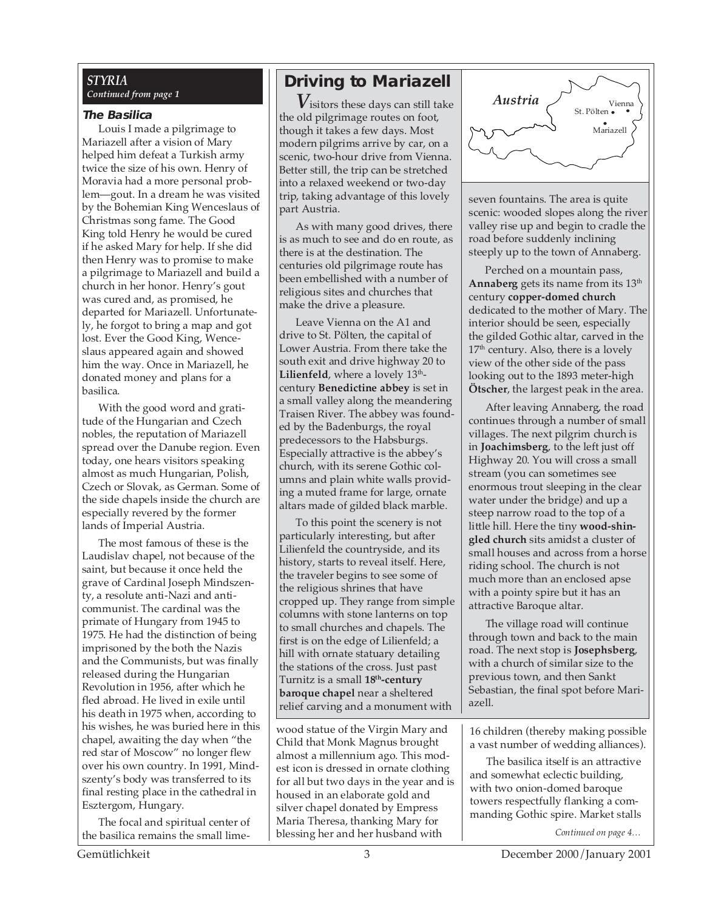*STYRIA*

*Continued from page 1*

### The Basilica

Louis I made a pilgrimage to Mariazell after a vision of Mary helped him defeat a Turkish army twice the size of his own. Henry of Moravia had a more personal problem—gout. In a dream he was visited by the Bohemian King Wenceslaus of Christmas song fame. The Good King told Henry he would be cured if he asked Mary for help. If she did then Henry was to promise to make a pilgrimage to Mariazell and build a church in her honor. Henry's gout was cured and, as promised, he departed for Mariazell. Unfortunately, he forgot to bring a map and got lost. Ever the Good King, Wenceslaus appeared again and showed him the way. Once in Mariazell, he donated money and plans for a basilica.

With the good word and gratitude of the Hungarian and Czech nobles, the reputation of Mariazell spread over the Danube region. Even today, one hears visitors speaking almost as much Hungarian, Polish, Czech or Slovak, as German. Some of the side chapels inside the church are especially revered by the former lands of Imperial Austria.

The most famous of these is the Laudislav chapel, not because of the saint, but because it once held the grave of Cardinal Joseph Mindszenty, a resolute anti-Nazi and anti-communist. The cardinal was the primate of Hungary from 1945 to 1975. He had the distinction of being imprisoned by the both the Nazis and the Communists, but was finally released during the Hungarian Revolution in 1956, after which he fled abroad. He lived in exile until his death in 1975 when, according to his wishes, he was buried here in this chapel, awaiting the day when "the red star of Moscow" no longer flew over his own country. In 1991, Mindszenty's body was transferred to its final resting place in the cathedral in Esztergom, Hungary.

The focal and spiritual center of the basilica remains the small lime-wood statue of the Virgin Mary and Child that Monk Magnus brought almost a millennium ago. This modest icon is dressed in ornate clothing for all but two days in the year and is housed in an elaborate gold and silver chapel donated by Empress Maria Theresa, thanking Mary for blessing her and her husband with 16 children (thereby making possible a vast number of wedding alliances).

The basilica itself is an attractive and somewhat eclectic building, with two onion-domed baroque towers respectfully flanking a commanding Gothic spire. Market stalls

*Continued on page 4…*

## Driving to Mariazell

Visitors these days can still take the old pilgrimage routes on foot, though it takes a few days. Most modern pilgrims arrive by car, on a scenic, two-hour drive from Vienna. Better still, the trip can be stretched into a relaxed weekend or two-day trip, taking advantage of this lovely part Austria.

As with many good drives, there is as much to see and do en route, as there is at the destination. The centuries old pilgrimage route has been embellished with a number of religious sites and churches that make the drive a pleasure.

Leave Vienna on the A1 and drive to St. Pölten, the capital of Lower Austria. From there take the south exit and drive highway 20 to **Lilienfeld**, where a lovely 13th-century **Benedictine abbey** is set in a small valley along the meandering Traisen River. The abbey was founded by the Badenburgs, the royal predecessors to the Habsburgs. Especially attractive is the abbey's church, with its serene Gothic columns and plain white walls providing a muted frame for large, ornate altars made of gilded black marble.

To this point the scenery is not particularly interesting, but after Lilienfeld the countryside, and its history, starts to reveal itself. Here, the traveler begins to see some of the religious shrines that have cropped up. They range from simple columns with stone lanterns on top to small churches and chapels. The first is on the edge of Lilienfeld; a hill with ornate statuary detailing the stations of the cross. Just past Turnitz is a small **18th-century baroque chapel** near a sheltered relief carving and a monument with seven fountains. The area is quite scenic: wooded slopes along the river valley rise up and begin to cradle the road before suddenly inclining steeply up to the town of Annaberg.

Perched on a mountain pass, **Annaberg** gets its name from its 13th century **copper-domed church** dedicated to the mother of Mary. The interior should be seen, especially the gilded Gothic altar, carved in the 17th century. Also, there is a lovely view of the other side of the pass looking out to the 1893 meter-high **Ötscher**, the largest peak in the area.

After leaving Annaberg, the road continues through a number of small villages. The next pilgrim church is in **Joachimsberg**, to the left just off Highway 20. You will cross a small stream (you can sometimes see enormous trout sleeping in the clear water under the bridge) and up a steep narrow road to the top of a little hill. Here the tiny **wood-shingled church** sits amidst a cluster of small houses and across from a horse riding school. The church is not much more than an enclosed apse with a pointy spire but it has an attractive Baroque altar.

The village road will continue through town and back to the main road. The next stop is **Josephsberg**, with a church of similar size to the previous town, and then Sankt Sebastian, the final spot before Mariazell.

Austria — Vienna, St. Pölten, Mariazell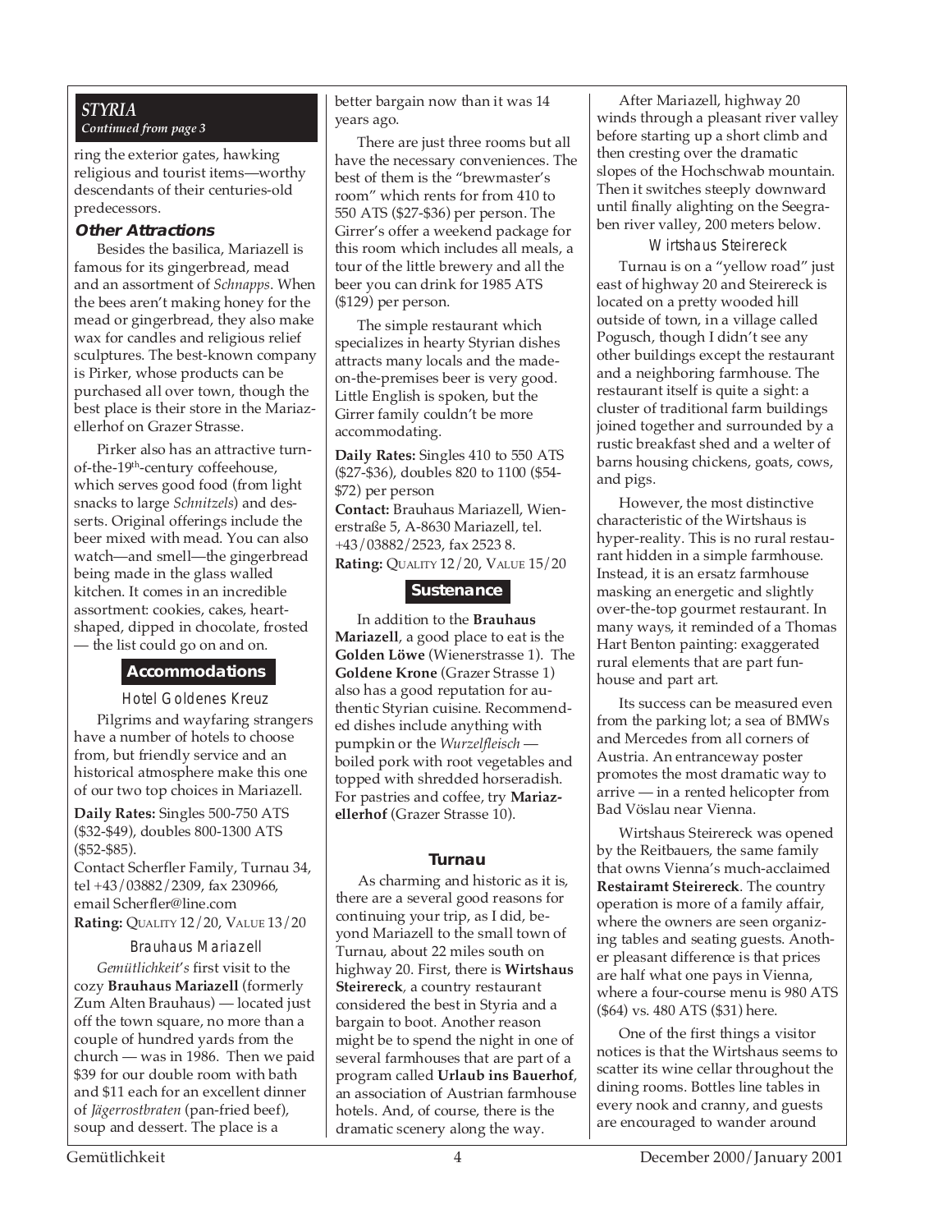*STYRIA*
*Continued from page 3*

ring the exterior gates, hawking religious and tourist items—worthy descendants of their centuries-old predecessors.

### Other Attractions

Besides the basilica, Mariazell is famous for its gingerbread, mead and an assortment of *Schnapps*. When the bees aren't making honey for the mead or gingerbread, they also make wax for candles and religious relief sculptures. The best-known company is Pirker, whose products can be purchased all over town, though the best place is their store in the Mariazellerhof on Grazer Strasse.

Pirker also has an attractive turn-of-the-19th-century coffeehouse, which serves good food (from light snacks to large *Schnitzels*) and desserts. Original offerings include the beer mixed with mead. You can also watch—and smell—the gingerbread being made in the glass walled kitchen. It comes in an incredible assortment: cookies, cakes, heart-shaped, dipped in chocolate, frosted — the list could go on and on.

## Accommodations

### Hotel Goldenes Kreuz

Pilgrims and wayfaring strangers have a number of hotels to choose from, but friendly service and an historical atmosphere make this one of our two top choices in Mariazell.

**Daily Rates:** Singles 500-750 ATS ($32-$49), doubles 800-1300 ATS ($52-$85).
Contact Scherfler Family, Turnau 34, tel +43/03882/2309, fax 230966, email Scherfler@line.com
**Rating:** QUALITY 12/20, VALUE 13/20

### Brauhaus Mariazell

*Gemütlichkeit*'s first visit to the cozy **Brauhaus Mariazell** (formerly Zum Alten Brauhaus) — located just off the town square, no more than a couple of hundred yards from the church — was in 1986. Then we paid $39 for our double room with bath and $11 each for an excellent dinner of *Jägerrostbraten* (pan-fried beef), soup and dessert. The place is a better bargain now than it was 14 years ago.

There are just three rooms but all have the necessary conveniences. The best of them is the "brewmaster's room" which rents for from 410 to 550 ATS ($27-$36) per person. The Girrer's offer a weekend package for this room which includes all meals, a tour of the little brewery and all the beer you can drink for 1985 ATS ($129) per person.

The simple restaurant which specializes in hearty Styrian dishes attracts many locals and the made-on-the-premises beer is very good. Little English is spoken, but the Girrer family couldn't be more accommodating.

**Daily Rates:** Singles 410 to 550 ATS ($27-$36), doubles 820 to 1100 ($54-$72) per person
**Contact:** Brauhaus Mariazell, Wienerstraße 5, A-8630 Mariazell, tel. +43/03882/2523, fax 2523 8.
**Rating:** QUALITY 12/20, VALUE 15/20

## Sustenance

In addition to the **Brauhaus Mariazell**, a good place to eat is the **Golden Löwe** (Wienerstrasse 1). The **Goldene Krone** (Grazer Strasse 1) also has a good reputation for authentic Styrian cuisine. Recommended dishes include anything with pumpkin or the *Wurzelfleisch* — boiled pork with root vegetables and topped with shredded horseradish. For pastries and coffee, try **Mariazellerhof** (Grazer Strasse 10).

## Turnau

As charming and historic as it is, there are a several good reasons for continuing your trip, as I did, beyond Mariazell to the small town of Turnau, about 22 miles south on highway 20. First, there is **Wirtshaus Steirereck**, a country restaurant considered the best in Styria and a bargain to boot. Another reason might be to spend the night in one of several farmhouses that are part of a program called **Urlaub ins Bauerhof**, an association of Austrian farmhouse hotels. And, of course, there is the dramatic scenery along the way.

After Mariazell, highway 20 winds through a pleasant river valley before starting up a short climb and then cresting over the dramatic slopes of the Hochschwab mountain. Then it switches steeply downward until finally alighting on the Seegraben river valley, 200 meters below.

### Wirtshaus Steirereck

Turnau is on a "yellow road" just east of highway 20 and Steirereck is located on a pretty wooded hill outside of town, in a village called Pogusch, though I didn't see any other buildings except the restaurant and a neighboring farmhouse. The restaurant itself is quite a sight: a cluster of traditional farm buildings joined together and surrounded by a rustic breakfast shed and a welter of barns housing chickens, goats, cows, and pigs.

However, the most distinctive characteristic of the Wirtshaus is hyper-reality. This is no rural restaurant hidden in a simple farmhouse. Instead, it is an ersatz farmhouse masking an energetic and slightly over-the-top gourmet restaurant. In many ways, it reminded of a Thomas Hart Benton painting: exaggerated rural elements that are part funhouse and part art.

Its success can be measured even from the parking lot; a sea of BMWs and Mercedes from all corners of Austria. An entranceway poster promotes the most dramatic way to arrive — in a rented helicopter from Bad Vöslau near Vienna.

Wirtshaus Steirereck was opened by the Reitbauers, the same family that owns Vienna's much-acclaimed **Restairamt Steirereck**. The country operation is more of a family affair, where the owners are seen organizing tables and seating guests. Another pleasant difference is that prices are half what one pays in Vienna, where a four-course menu is 980 ATS ($64) vs. 480 ATS ($31) here.

One of the first things a visitor notices is that the Wirtshaus seems to scatter its wine cellar throughout the dining rooms. Bottles line tables in every nook and cranny, and guests are encouraged to wander around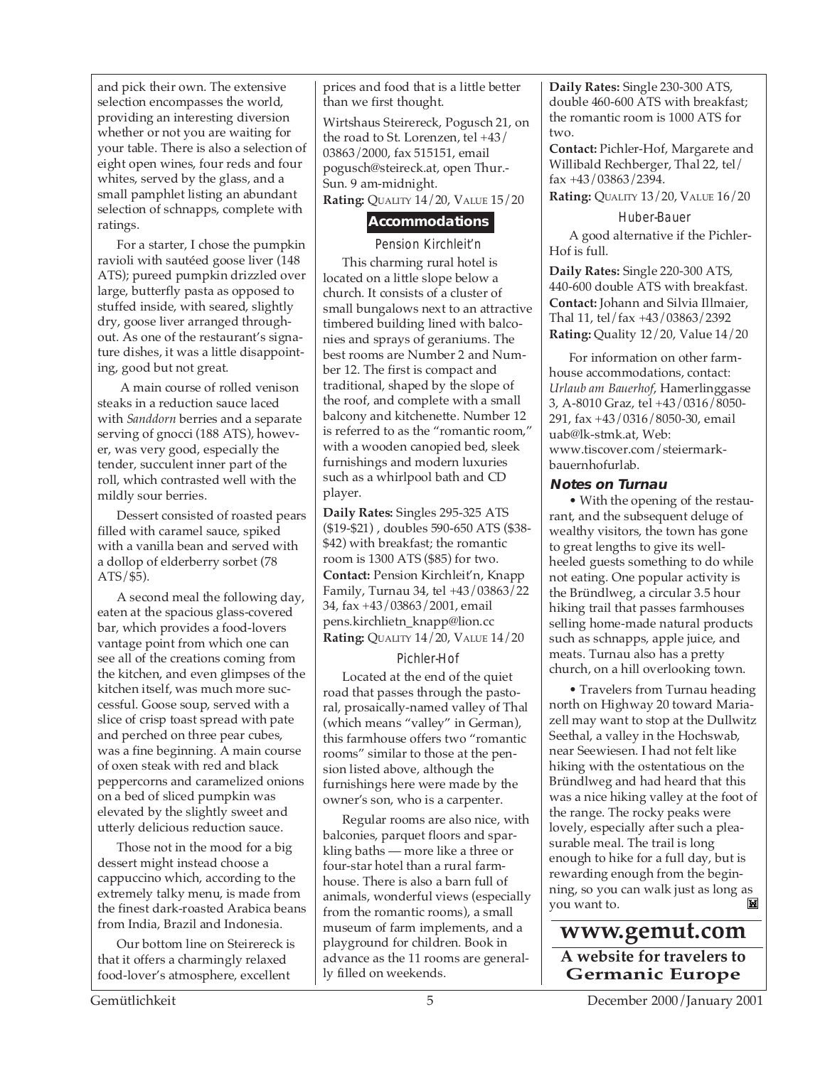and pick their own. The extensive selection encompasses the world, providing an interesting diversion whether or not you are waiting for your table. There is also a selection of eight open wines, four reds and four whites, served by the glass, and a small pamphlet listing an abundant selection of schnapps, complete with ratings.

For a starter, I chose the pumpkin ravioli with sautéed goose liver (148 ATS); pureed pumpkin drizzled over large, butterfly pasta as opposed to stuffed inside, with seared, slightly dry, goose liver arranged throughout. As one of the restaurant's signature dishes, it was a little disappointing, good but not great.

A main course of rolled venison steaks in a reduction sauce laced with *Sanddorn* berries and a separate serving of gnocci (188 ATS), however, was very good, especially the tender, succulent inner part of the roll, which contrasted well with the mildly sour berries.

Dessert consisted of roasted pears filled with caramel sauce, spiked with a vanilla bean and served with a dollop of elderberry sorbet (78 ATS/$5).

A second meal the following day, eaten at the spacious glass-covered bar, which provides a food-lovers vantage point from which one can see all of the creations coming from the kitchen, and even glimpses of the kitchen itself, was much more successful. Goose soup, served with a slice of crisp toast spread with pate and perched on three pear cubes, was a fine beginning. A main course of oxen steak with red and black peppercorns and caramelized onions on a bed of sliced pumpkin was elevated by the slightly sweet and utterly delicious reduction sauce.

Those not in the mood for a big dessert might instead choose a cappuccino which, according to the extremely talky menu, is made from the finest dark-roasted Arabica beans from India, Brazil and Indonesia.

Our bottom line on Steirereck is that it offers a charmingly relaxed food-lover's atmosphere, excellent prices and food that is a little better than we first thought.

Wirtshaus Steirereck, Pogusch 21, on the road to St. Lorenzen, tel +43/03863/2000, fax 515151, email pogusch@steireck.at, open Thur.-Sun. 9 am-midnight.
**Rating:** QUALITY 14/20, VALUE 15/20

## Accommodations

### Pension Kirchleit'n

This charming rural hotel is located on a little slope below a church. It consists of a cluster of small bungalows next to an attractive timbered building lined with balconies and sprays of geraniums. The best rooms are Number 2 and Number 12. The first is compact and traditional, shaped by the slope of the roof, and complete with a small balcony and kitchenette. Number 12 is referred to as the "romantic room," with a wooden canopied bed, sleek furnishings and modern luxuries such as a whirlpool bath and CD player.

**Daily Rates:** Singles 295-325 ATS ($19-$21) , doubles 590-650 ATS ($38-$42) with breakfast; the romantic room is 1300 ATS ($85) for two.
**Contact:** Pension Kirchleit'n, Knapp Family, Turnau 34, tel +43/03863/22 34, fax +43/03863/2001, email pens.kirchlietn_knapp@lion.cc
**Rating:** QUALITY 14/20, VALUE 14/20

### Pichler-Hof

Located at the end of the quiet road that passes through the pastoral, prosaically-named valley of Thal (which means "valley" in German), this farmhouse offers two "romantic rooms" similar to those at the pension listed above, although the furnishings here were made by the owner's son, who is a carpenter.

Regular rooms are also nice, with balconies, parquet floors and sparkling baths — more like a three or four-star hotel than a rural farmhouse. There is also a barn full of animals, wonderful views (especially from the romantic rooms), a small museum of farm implements, and a playground for children. Book in advance as the 11 rooms are generally filled on weekends.

**Daily Rates:** Single 230-300 ATS, double 460-600 ATS with breakfast; the romantic room is 1000 ATS for two.
**Contact:** Pichler-Hof, Margarete and Willibald Rechberger, Thal 22, tel/fax +43/03863/2394.
**Rating:** QUALITY 13/20, VALUE 16/20

### Huber-Bauer

A good alternative if the Pichler-Hof is full.

**Daily Rates:** Single 220-300 ATS, 440-600 double ATS with breakfast.
**Contact:** Johann and Silvia Illmaier, Thal 11, tel/fax +43/03863/2392
**Rating:** Quality 12/20, Value 14/20

For information on other farmhouse accommodations, contact: *Urlaub am Bauerhof*, Hamerlinggasse 3, A-8010 Graz, tel +43/0316/8050-291, fax +43/0316/8050-30, email uab@lk-stmk.at, Web: www.tiscover.com/steiermark-bauernhofurlab.

### Notes on Turnau

• With the opening of the restaurant, and the subsequent deluge of wealthy visitors, the town has gone to great lengths to give its well-heeled guests something to do while not eating. One popular activity is the Bründlweg, a circular 3.5 hour hiking trail that passes farmhouses selling home-made natural products such as schnapps, apple juice, and meats. Turnau also has a pretty church, on a hill overlooking town.

• Travelers from Turnau heading north on Highway 20 toward Mariazell may want to stop at the Dullwitz Seethal, a valley in the Hochswab, near Seewiesen. I had not felt like hiking with the ostentatious on the Bründlweg and had heard that this was a nice hiking valley at the foot of the range. The rocky peaks were lovely, especially after such a pleasurable meal. The trail is long enough to hike for a full day, but is rewarding enough from the beginning, so you can walk just as long as you want to.

**www.gemut.com**
**A website for travelers to Germanic Europe**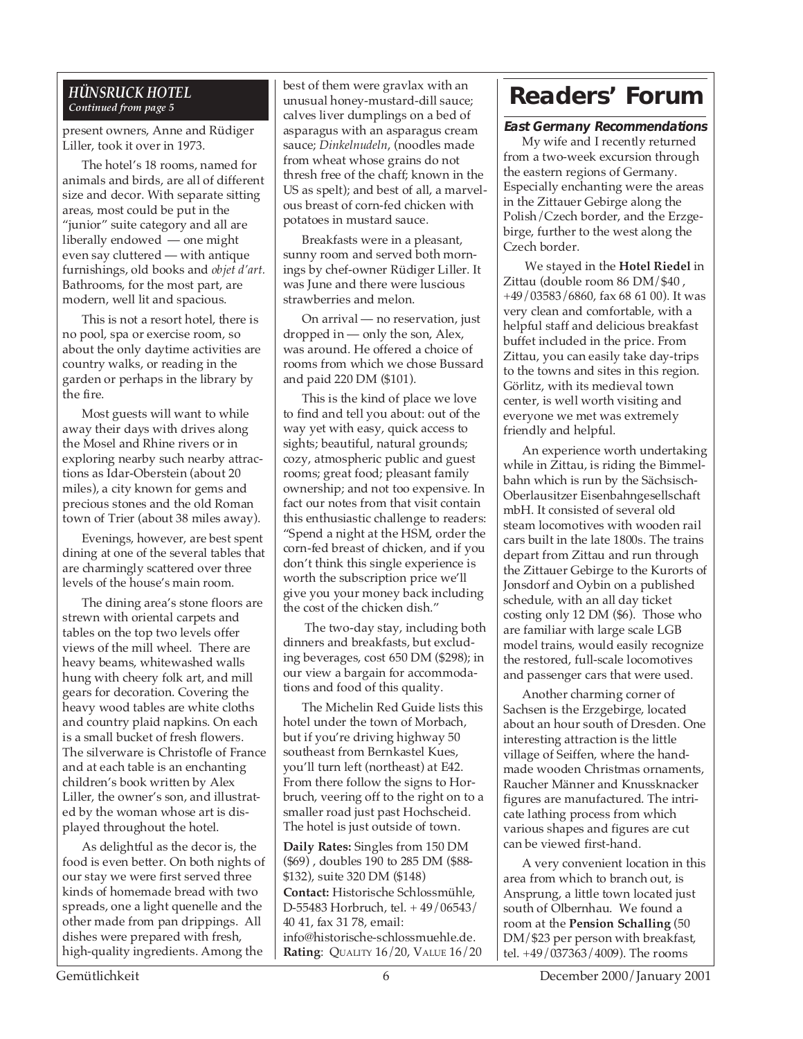## *HÜNSRUCK HOTEL*

*Continued from page 5*

present owners, Anne and Rüdiger Liller, took it over in 1973.

The hotel's 18 rooms, named for animals and birds, are all of different size and decor. With separate sitting areas, most could be put in the "junior" suite category and all are liberally endowed — one might even say cluttered — with antique furnishings, old books and *objet d'art.* Bathrooms, for the most part, are modern, well lit and spacious.

This is not a resort hotel, there is no pool, spa or exercise room, so about the only daytime activities are country walks, or reading in the garden or perhaps in the library by the fire.

Most guests will want to while away their days with drives along the Mosel and Rhine rivers or in exploring nearby such nearby attractions as Idar-Oberstein (about 20 miles), a city known for gems and precious stones and the old Roman town of Trier (about 38 miles away).

Evenings, however, are best spent dining at one of the several tables that are charmingly scattered over three levels of the house's main room.

The dining area's stone floors are strewn with oriental carpets and tables on the top two levels offer views of the mill wheel. There are heavy beams, whitewashed walls hung with cheery folk art, and mill gears for decoration. Covering the heavy wood tables are white cloths and country plaid napkins. On each is a small bucket of fresh flowers. The silverware is Christofle of France and at each table is an enchanting children's book written by Alex Liller, the owner's son, and illustrated by the woman whose art is displayed throughout the hotel.

As delightful as the decor is, the food is even better. On both nights of our stay we were first served three kinds of homemade bread with two spreads, one a light quenelle and the other made from pan drippings. All dishes were prepared with fresh, high-quality ingredients. Among the best of them were gravlax with an unusual honey-mustard-dill sauce; calves liver dumplings on a bed of asparagus with an asparagus cream sauce; *Dinkelnudeln*, (noodles made from wheat whose grains do not thresh free of the chaff; known in the US as spelt); and best of all, a marvelous breast of corn-fed chicken with potatoes in mustard sauce.

Breakfasts were in a pleasant, sunny room and served both mornings by chef-owner Rüdiger Liller. It was June and there were luscious strawberries and melon.

On arrival — no reservation, just dropped in — only the son, Alex, was around. He offered a choice of rooms from which we chose Bussard and paid 220 DM ($101).

This is the kind of place we love to find and tell you about: out of the way yet with easy, quick access to sights; beautiful, natural grounds; cozy, atmospheric public and guest rooms; great food; pleasant family ownership; and not too expensive. In fact our notes from that visit contain this enthusiastic challenge to readers: "Spend a night at the HSM, order the corn-fed breast of chicken, and if you don't think this single experience is worth the subscription price we'll give you your money back including the cost of the chicken dish."

The two-day stay, including both dinners and breakfasts, but excluding beverages, cost 650 DM ($298); in our view a bargain for accommodations and food of this quality.

The Michelin Red Guide lists this hotel under the town of Morbach, but if you're driving highway 50 southeast from Bernkastel Kues, you'll turn left (northeast) at E42. From there follow the signs to Horbruch, veering off to the right on to a smaller road just past Hochscheid. The hotel is just outside of town.

**Daily Rates:** Singles from 150 DM ($69) , doubles 190 to 285 DM ($88-$132), suite 320 DM ($148)
**Contact:** Historische Schlossmühle, D-55483 Horbruch, tel. + 49/06543/ 40 41, fax 31 78, email: info@historische-schlossmuehle.de.
**Rating**: QUALITY 16/20, VALUE 16/20

# Readers' Forum

### East Germany Recommendations

My wife and I recently returned from a two-week excursion through the eastern regions of Germany. Especially enchanting were the areas in the Zittauer Gebirge along the Polish/Czech border, and the Erzgebirge, further to the west along the Czech border.

We stayed in the **Hotel Riedel** in Zittau (double room 86 DM/$40 , +49/03583/6860, fax 68 61 00). It was very clean and comfortable, with a helpful staff and delicious breakfast buffet included in the price. From Zittau, you can easily take day-trips to the towns and sites in this region. Görlitz, with its medieval town center, is well worth visiting and everyone we met was extremely friendly and helpful.

An experience worth undertaking while in Zittau, is riding the Bimmelbahn which is run by the Sächsisch-Oberlausitzer Eisenbahngesellschaft mbH. It consisted of several old steam locomotives with wooden rail cars built in the late 1800s. The trains depart from Zittau and run through the Zittauer Gebirge to the Kurorts of Jonsdorf and Oybin on a published schedule, with an all day ticket costing only 12 DM ($6). Those who are familiar with large scale LGB model trains, would easily recognize the restored, full-scale locomotives and passenger cars that were used.

Another charming corner of Sachsen is the Erzgebirge, located about an hour south of Dresden. One interesting attraction is the little village of Seiffen, where the handmade wooden Christmas ornaments, Raucher Männer and Knussknacker figures are manufactured. The intricate lathing process from which various shapes and figures are cut can be viewed first-hand.

A very convenient location in this area from which to branch out, is Ansprung, a little town located just south of Olbernhau. We found a room at the **Pension Schalling** (50 DM/$23 per person with breakfast, tel. +49/037363/4009). The rooms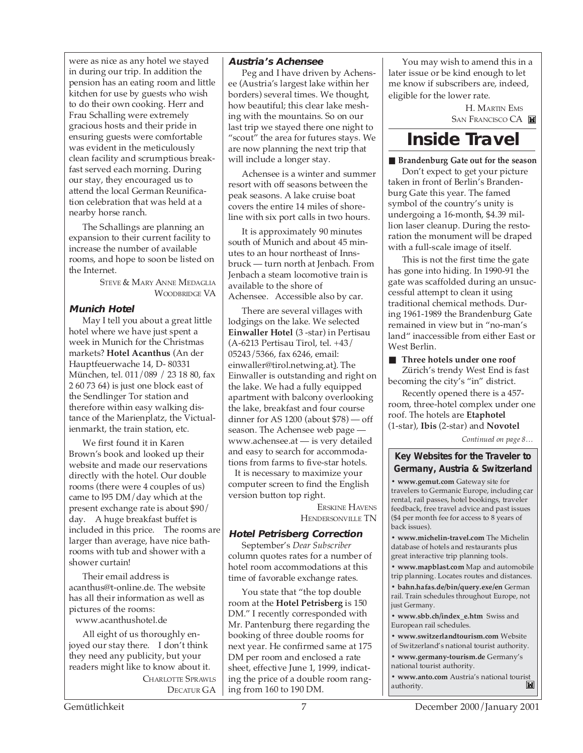were as nice as any hotel we stayed in during our trip. In addition the pension has an eating room and little kitchen for use by guests who wish to do their own cooking. Herr and Frau Schalling were extremely gracious hosts and their pride in ensuring guests were comfortable was evident in the meticulously clean facility and scrumptious breakfast served each morning. During our stay, they encouraged us to attend the local German Reunification celebration that was held at a nearby horse ranch.

The Schallings are planning an expansion to their current facility to increase the number of available rooms, and hope to soon be listed on the Internet.

STEVE & MARY ANNE MEDAGLIA
WOODBRIDGE VA

### Munich Hotel

May I tell you about a great little hotel where we have just spent a week in Munich for the Christmas markets? **Hotel Acanthus** (An der Hauptfeuerwache 14, D- 80331 München, tel. 011/089 / 23 18 80, fax 2 60 73 64) is just one block east of the Sendlinger Tor station and therefore within easy walking distance of the Marienplatz, the Victualienmarkt, the train station, etc.

We first found it in Karen Brown's book and looked up their website and made our reservations directly with the hotel. Our double rooms (there were 4 couples of us) came to l95 DM/day which at the present exchange rate is about $90/day. A huge breakfast buffet is included in this price. The rooms are larger than average, have nice bathrooms with tub and shower with a shower curtain!

Their email address is acanthus@t-online.de. The website has all their information as well as pictures of the rooms: www.acanthushotel.de

All eight of us thoroughly enjoyed our stay there. I don't think they need any publicity, but your readers might like to know about it.

CHARLOTTE SPRAWLS
DECATUR GA

### Austria's Achensee

Peg and I have driven by Achensee (Austria's largest lake within her borders) several times. We thought, how beautiful; this clear lake meshing with the mountains. So on our last trip we stayed there one night to "scout" the area for futures stays. We are now planning the next trip that will include a longer stay.

Achensee is a winter and summer resort with off seasons between the peak seasons. A lake cruise boat covers the entire 14 miles of shoreline with six port calls in two hours.

It is approximately 90 minutes south of Munich and about 45 minutes to an hour northeast of Innsbruck — turn north at Jenbach. From Jenbach a steam locomotive train is available to the shore of Achensee. Accessible also by car.

There are several villages with lodgings on the lake. We selected **Einwaller Hotel** (3 -star) in Pertisau (A-6213 Pertisau Tirol, tel. +43/05243/5366, fax 6246, email: einwaller@tirol.netwing.at). The Einwaller is outstanding and right on the lake. We had a fully equipped apartment with balcony overlooking the lake, breakfast and four course dinner for AS 1200 (about $78) — off season. The Achensee web page — www.achensee.at — is very detailed and easy to search for accommodations from farms to five-star hotels.

It is necessary to maximize your computer screen to find the English version button top right.

ERSKINE HAVENS
HENDERSONVILLE TN

### Hotel Petrisberg Correction

September's *Dear Subscriber* column quotes rates for a number of hotel room accommodations at this time of favorable exchange rates.

You state that "the top double room at the **Hotel Petrisberg** is 150 DM." I recently corresponded with Mr. Pantenburg there regarding the booking of three double rooms for next year. He confirmed same at 175 DM per room and enclosed a rate sheet, effective June 1, 1999, indicating the price of a double room ranging from 160 to 190 DM.

You may wish to amend this in a later issue or be kind enough to let me know if subscribers are, indeed, eligible for the lower rate.

H. MARTIN EMS
SAN FRANCISCO CA

# Inside Travel

**■ Brandenburg Gate out for the season**

Don't expect to get your picture taken in front of Berlin's Brandenburg Gate this year. The famed symbol of the country's unity is undergoing a 16-month, $4.39 million laser cleanup. During the restoration the monument will be draped with a full-scale image of itself.

This is not the first time the gate has gone into hiding. In 1990-91 the gate was scaffolded during an unsuccessful attempt to clean it using traditional chemical methods. During 1961-1989 the Brandenburg Gate remained in view but in "no-man's land" inaccessible from either East or West Berlin.

**■ Three hotels under one roof**

Zürich's trendy West End is fast becoming the city's "in" district.

Recently opened there is a 457-room, three-hotel complex under one roof. The hotels are **Etaphotel** (1-star), **Ibis** (2-star) and **Novotel**

*Continued on page 8…*

### Key Websites for the Traveler to Germany, Austria & Switzerland

- **www.gemut.com** Gateway site for travelers to Germanic Europe, including car rental, rail passes, hotel bookings, traveler feedback, free travel advice and past issues ($4 per month fee for access to 8 years of back issues).
- **www.michelin-travel.com** The Michelin database of hotels and restaurants plus great interactive trip planning tools.
- **www.mapblast.com** Map and automobile trip planning. Locates routes and distances.
- **bahn.hafas.de/bin/query.exe/en** German rail. Train schedules throughout Europe, not just Germany.
- **www.sbb.ch/index_e.htm** Swiss and European rail schedules.
- **www.switzerlandtourism.com** Website of Switzerland's national tourist authority.
- **www.germany-tourism.de** Germany's national tourist authority.
- **www.anto.com** Austria's national tourist authority.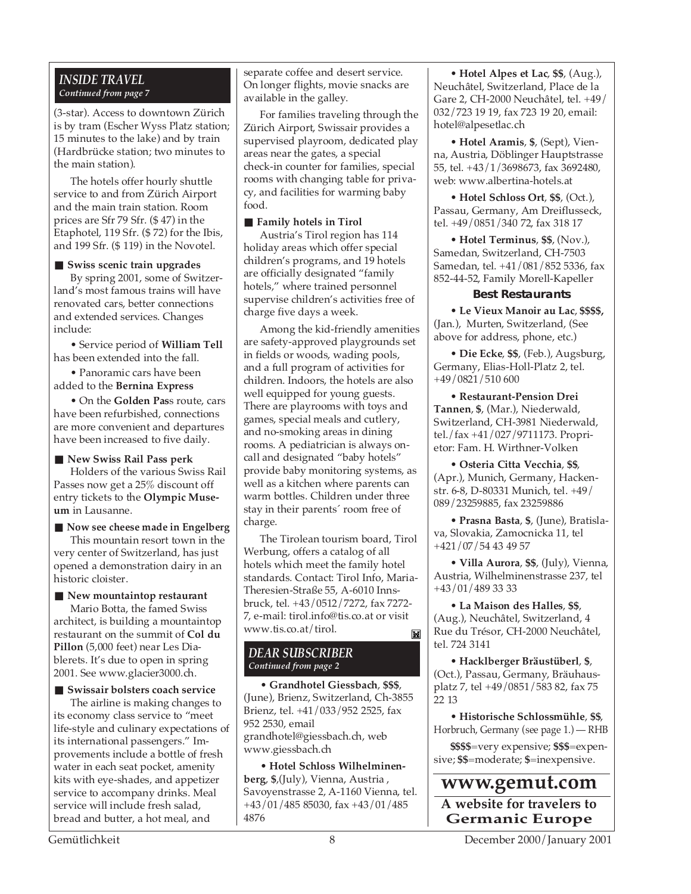## *INSIDE TRAVEL*
*Continued from page 7*

(3-star). Access to downtown Zürich is by tram (Escher Wyss Platz station; 15 minutes to the lake) and by train (Hardbrücke station; two minutes to the main station).

The hotels offer hourly shuttle service to and from Zürich Airport and the main train station. Room prices are Sfr 79 Sfr. ($ 47) in the Etaphotel, 119 Sfr. ($ 72) for the Ibis, and 199 Sfr. ($ 119) in the Novotel.

■ **Swiss scenic train upgrades**

By spring 2001, some of Switzerland's most famous trains will have renovated cars, better connections and extended services. Changes include:

• Service period of **William Tell** has been extended into the fall.

• Panoramic cars have been added to the **Bernina Express**

• On the **Golden Pas**s route, cars have been refurbished, connections are more convenient and departures have been increased to five daily.

■ **New Swiss Rail Pass perk**

Holders of the various Swiss Rail Passes now get a 25% discount off entry tickets to the **Olympic Museum** in Lausanne.

■ **Now see cheese made in Engelberg**

This mountain resort town in the very center of Switzerland, has just opened a demonstration dairy in an historic cloister.

■ **New mountaintop restaurant**

Mario Botta, the famed Swiss architect, is building a mountaintop restaurant on the summit of **Col du Pillon** (5,000 feet) near Les Diablerets. It's due to open in spring 2001. See www.glacier3000.ch.

■ **Swissair bolsters coach service**

The airline is making changes to its economy class service to "meet life-style and culinary expectations of its international passengers." Improvements include a bottle of fresh water in each seat pocket, amenity kits with eye-shades, and appetizer service to accompany drinks. Meal service will include fresh salad, bread and butter, a hot meal, and separate coffee and desert service. On longer flights, movie snacks are available in the galley.

For families traveling through the Zürich Airport, Swissair provides a supervised playroom, dedicated play areas near the gates, a special check-in counter for families, special rooms with changing table for privacy, and facilities for warming baby food.

■ **Family hotels in Tirol**

Austria's Tirol region has 114 holiday areas which offer special children's programs, and 19 hotels are officially designated "family hotels," where trained personnel supervise children's activities free of charge five days a week.

Among the kid-friendly amenities are safety-approved playgrounds set in fields or woods, wading pools, and a full program of activities for children. Indoors, the hotels are also well equipped for young guests. There are playrooms with toys and games, special meals and cutlery, and no-smoking areas in dining rooms. A pediatrician is always on-call and designated "baby hotels" provide baby monitoring systems, as well as a kitchen where parents can warm bottles. Children under three stay in their parents´ room free of charge.

The Tirolean tourism board, Tirol Werbung, offers a catalog of all hotels which meet the family hotel standards. Contact: Tirol Info, Maria-Theresien-Straße 55, A-6010 Innsbruck, tel. +43/0512/7272, fax 7272-7, e-mail: tirol.info@tis.co.at or visit www.tis.co.at/tirol.

## *DEAR SUBSCRIBER*
*Continued from page 2*

• **Grandhotel Giessbach**, **$$$**, (June), Brienz, Switzerland, Ch-3855 Brienz, tel. +41/033/952 2525, fax 952 2530, email grandhotel@giessbach.ch, web www.giessbach.ch

• **Hotel Schloss Wilhelminenberg**, **$**,(July), Vienna, Austria , Savoyenstrasse 2, A-1160 Vienna, tel. +43/01/485 85030, fax +43/01/485 4876

• **Hotel Alpes et Lac**, **$$**, (Aug.), Neuchâtel, Switzerland, Place de la Gare 2, CH-2000 Neuchâtel, tel. +49/032/723 19 19, fax 723 19 20, email: hotel@alpesetlac.ch

• **Hotel Aramis**, **$**, (Sept), Vienna, Austria, Döblinger Hauptstrasse 55, tel. +43/1/3698673, fax 3692480, web: www.albertina-hotels.at

• **Hotel Schloss Ort**, **$$**, (Oct.), Passau, Germany, Am Dreiflusseck, tel. +49/0851/340 72, fax 318 17

• **Hotel Terminus**, **$$**, (Nov.), Samedan, Switzerland, CH-7503 Samedan, tel. +41/081/852 5336, fax 852-44-52, Family Morell-Kapeller

### Best Restaurants

• **Le Vieux Manoir au Lac**, **$$$$,** (Jan.), Murten, Switzerland, (See above for address, phone, etc.)

• **Die Ecke**, **$$**, (Feb.), Augsburg, Germany, Elias-Holl-Platz 2, tel. +49/0821/510 600

• **Restaurant-Pension Drei Tannen**, **$**, (Mar.), Niederwald, Switzerland, CH-3981 Niederwald, tel./fax +41/027/9711173. Proprietor: Fam. H. Wirthner-Volken

• **Osteria Citta Vecchia**, **$$**, (Apr.), Munich, Germany, Hackenstr. 6-8, D-80331 Munich, tel. +49/089/23259885, fax 23259886

• **Prasna Basta**, **$**, (June), Bratislava, Slovakia, Zamocnicka 11, tel +421/07/54 43 49 57

• **Villa Aurora**, **$$**, (July), Vienna, Austria, Wilhelminenstrasse 237, tel +43/01/489 33 33

• **La Maison des Halles**, **$$**, (Aug.), Neuchâtel, Switzerland, 4 Rue du Trésor, CH-2000 Neuchâtel, tel. 724 3141

• **Hacklberger Bräustüberl**, **$**, (Oct.), Passau, Germany, Bräuhausplatz 7, tel +49/0851/583 82, fax 75 22 13

• **Historische Schlossmühle**, **$$**, Horbruch, Germany (see page 1.) — RHB

**$$$$**=very expensive; **$$$**=expensive; **$$**=moderate; **$**=inexpensive.

# www.gemut.com

**A website for travelers to Germanic Europe**